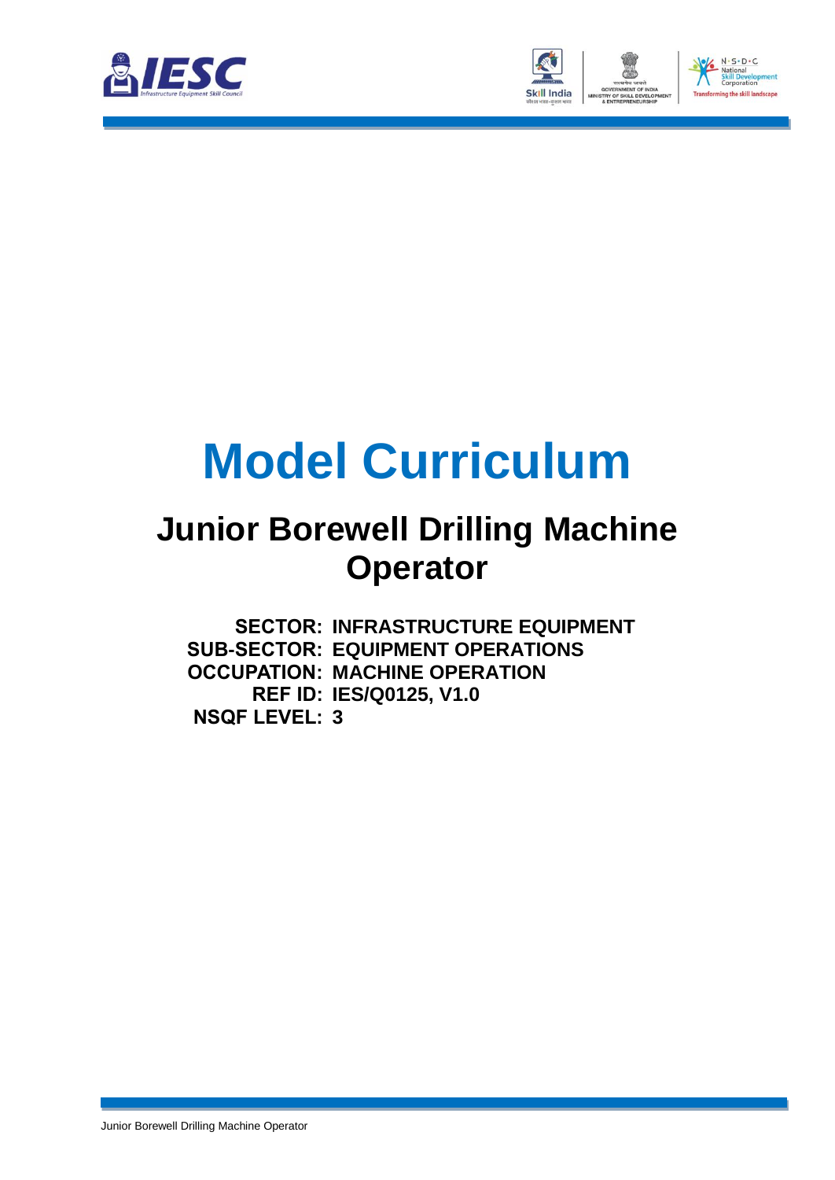# Model Curriculum

## Junior Borewell Drilling Machine Operator

**SECTOR:** INFRASTRUCTURE EQUIPMENT
**SUB-SECTOR:** EQUIPMENT OPERATIONS
**OCCUPATION:** MACHINE OPERATION
**REF ID:** IES/Q0125, V1.0
**NSQF LEVEL:** 3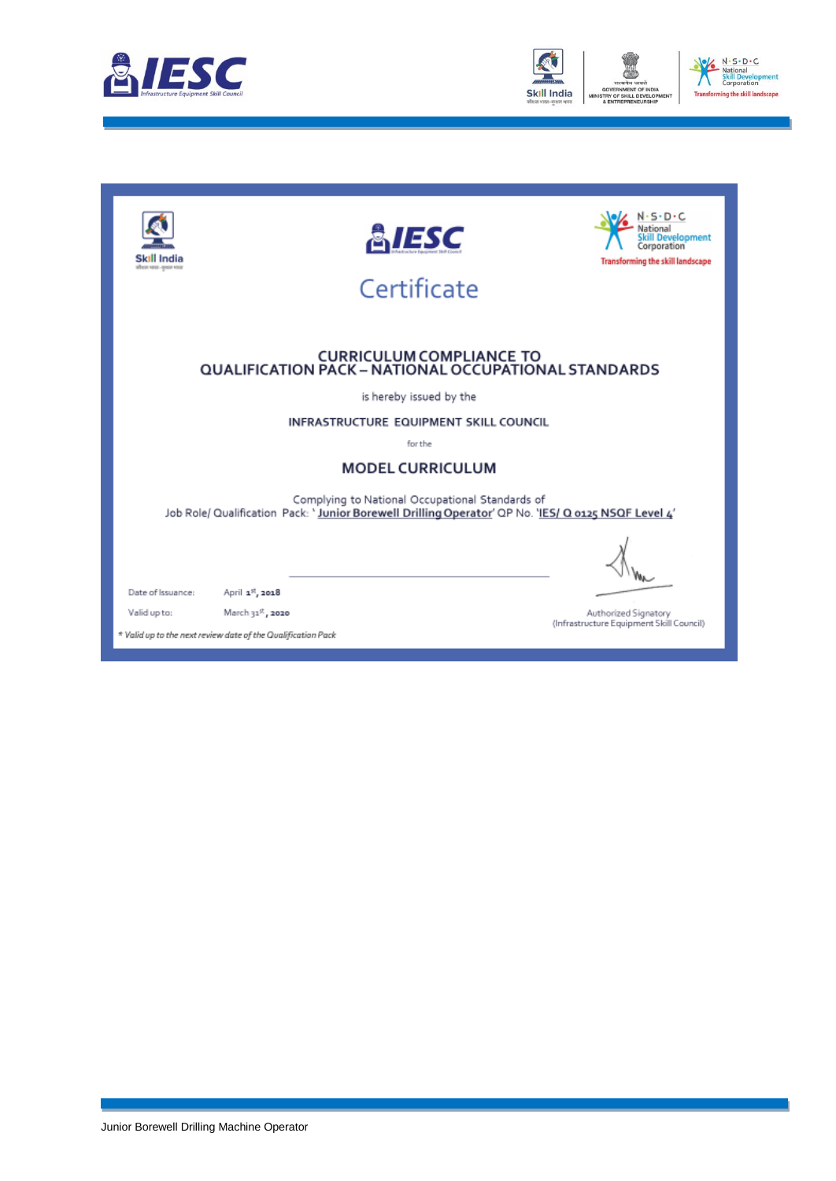# Certificate

## CURRICULUM COMPLIANCE TO QUALIFICATION PACK – NATIONAL OCCUPATIONAL STANDARDS

is hereby issued by the

**INFRASTRUCTURE EQUIPMENT SKILL COUNCIL**

for the

## MODEL CURRICULUM

Complying to National Occupational Standards of
Job Role/ Qualification Pack: '**Junior Borewell Drilling Operator**' QP No. '**IES/ Q 0125 NSQF Level 4**'

Date of Issuance: April 1st, 2018

Valid up to: March 31st, 2020

Authorized Signatory
(Infrastructure Equipment Skill Council)

*\* Valid up to the next review date of the Qualification Pack*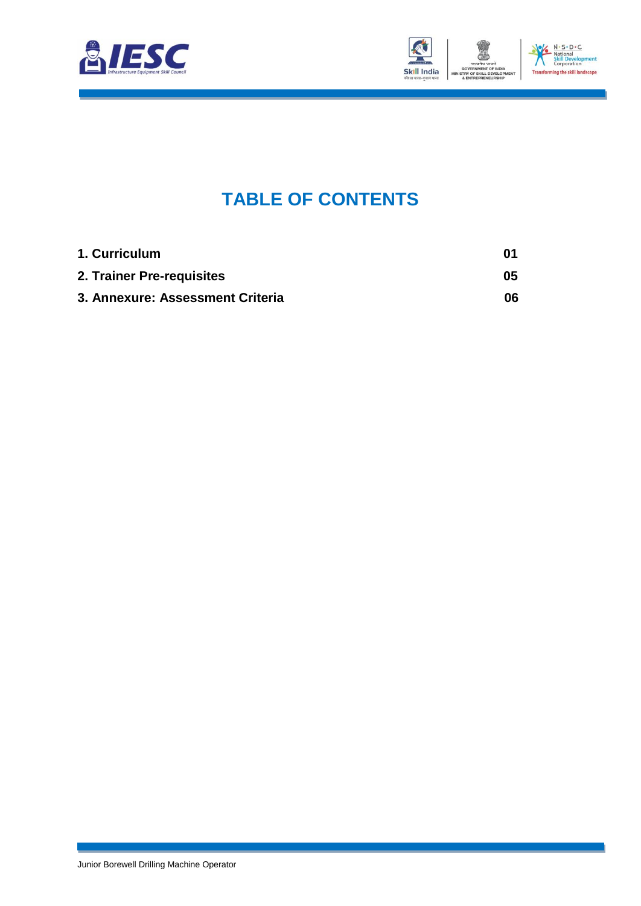# TABLE OF CONTENTS

| | |
|---|---|
| **1. Curriculum** | **01** |
| **2. Trainer Pre-requisites** | **05** |
| **3. Annexure: Assessment Criteria** | **06** |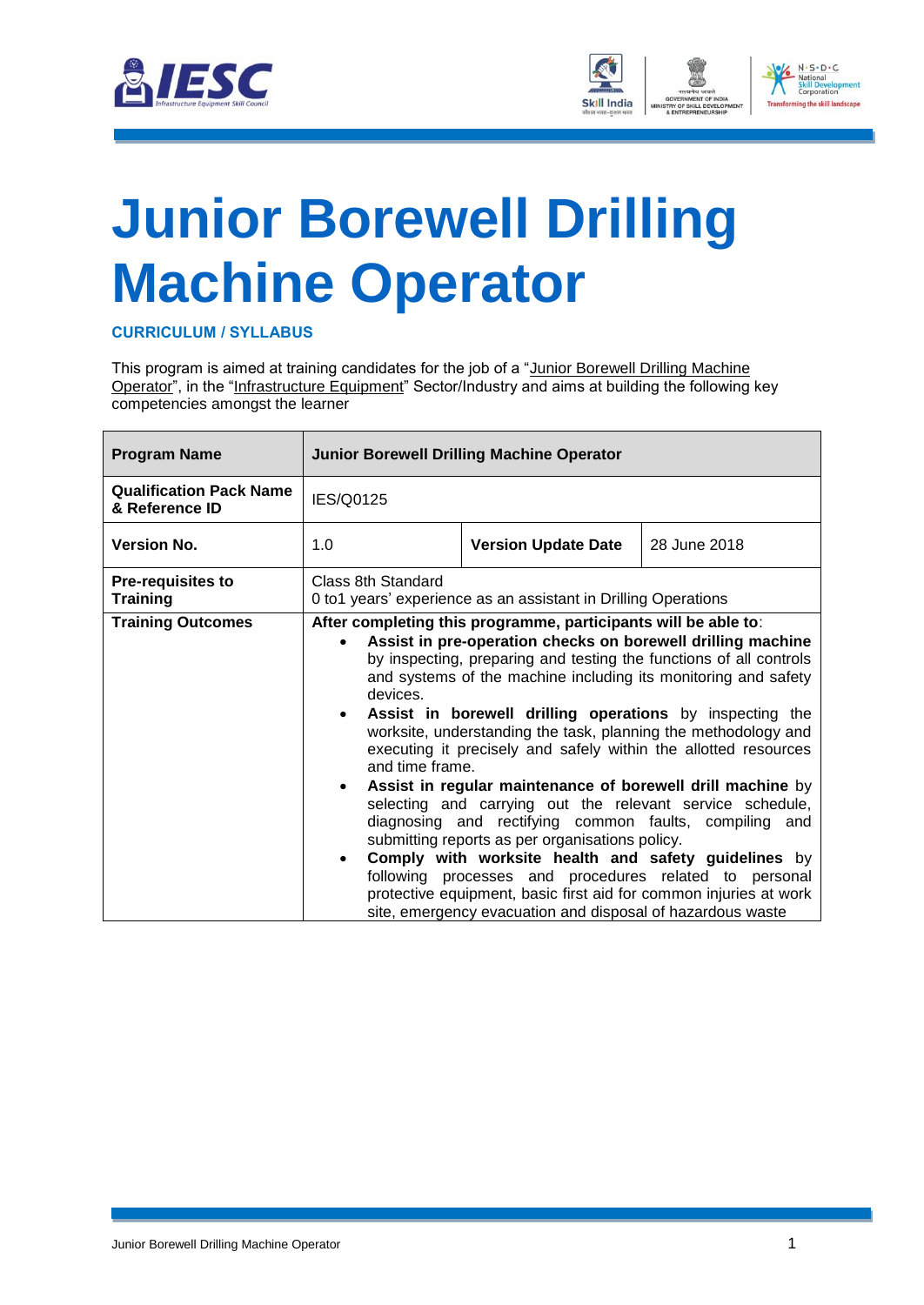# Junior Borewell Drilling Machine Operator

**CURRICULUM / SYLLABUS**

This program is aimed at training candidates for the job of a "Junior Borewell Drilling Machine Operator", in the "Infrastructure Equipment" Sector/Industry and aims at building the following key competencies amongst the learner

| **Program Name** | **Junior Borewell Drilling Machine Operator** | | |
|---|---|---|---|
| **Qualification Pack Name & Reference ID** | IES/Q0125 | | |
| **Version No.** | 1.0 | **Version Update Date** | 28 June 2018 |
| **Pre-requisites to Training** | Class 8th Standard<br>0 to1 years' experience as an assistant in Drilling Operations | | |
| **Training Outcomes** | **After completing this programme, participants will be able to**:<br>• **Assist in pre-operation checks on borewell drilling machine** by inspecting, preparing and testing the functions of all controls and systems of the machine including its monitoring and safety devices.<br>• **Assist in borewell drilling operations** by inspecting the worksite, understanding the task, planning the methodology and executing it precisely and safely within the allotted resources and time frame.<br>• **Assist in regular maintenance of borewell drill machine** by selecting and carrying out the relevant service schedule, diagnosing and rectifying common faults, compiling and submitting reports as per organisations policy.<br>• **Comply with worksite health and safety guidelines** by following processes and procedures related to personal protective equipment, basic first aid for common injuries at work site, emergency evacuation and disposal of hazardous waste | | |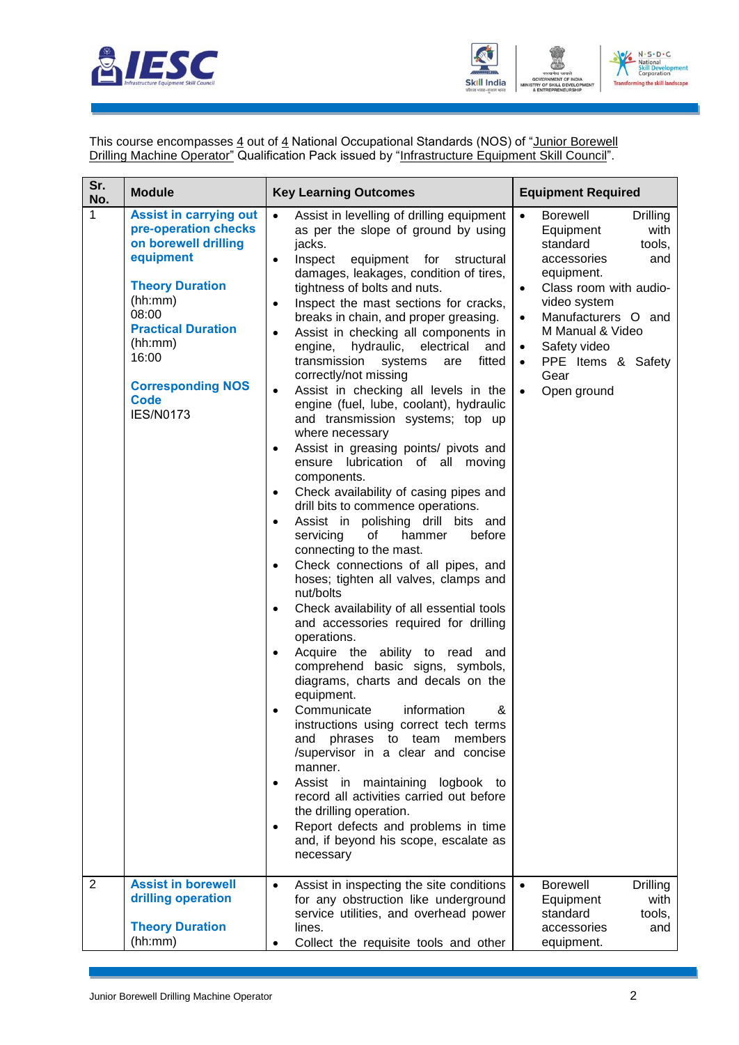This course encompasses 4 out of 4 National Occupational Standards (NOS) of "Junior Borewell Drilling Machine Operator" Qualification Pack issued by "Infrastructure Equipment Skill Council".

| Sr. No. | Module | Key Learning Outcomes | Equipment Required |
|---|---|---|---|
| 1 | **Assist in carrying out pre-operation checks on borewell drilling equipment**<br><br>**Theory Duration** (hh:mm)<br>08:00<br>**Practical Duration** (hh:mm)<br>16:00<br><br>**Corresponding NOS Code**<br>IES/N0173 | • Assist in levelling of drilling equipment as per the slope of ground by using jacks.<br>• Inspect equipment for structural damages, leakages, condition of tires, tightness of bolts and nuts.<br>• Inspect the mast sections for cracks, breaks in chain, and proper greasing.<br>• Assist in checking all components in engine, hydraulic, electrical and transmission systems are fitted correctly/not missing<br>• Assist in checking all levels in the engine (fuel, lube, coolant), hydraulic and transmission systems; top up where necessary<br>• Assist in greasing points/ pivots and ensure lubrication of all moving components.<br>• Check availability of casing pipes and drill bits to commence operations.<br>• Assist in polishing drill bits and servicing of hammer before connecting to the mast.<br>• Check connections of all pipes, and hoses; tighten all valves, clamps and nut/bolts<br>• Check availability of all essential tools and accessories required for drilling operations.<br>• Acquire the ability to read and comprehend basic signs, symbols, diagrams, charts and decals on the equipment.<br>• Communicate information & instructions using correct tech terms and phrases to team members /supervisor in a clear and concise manner.<br>• Assist in maintaining logbook to record all activities carried out before the drilling operation.<br>• Report defects and problems in time and, if beyond his scope, escalate as necessary | • Borewell Drilling Equipment with standard tools, accessories and equipment.<br>• Class room with audio-video system<br>• Manufacturers O and M Manual & Video<br>• Safety video<br>• PPE Items & Safety Gear<br>• Open ground |
| 2 | **Assist in borewell drilling operation**<br><br>**Theory Duration** (hh:mm) | • Assist in inspecting the site conditions for any obstruction like underground service utilities, and overhead power lines.<br>• Collect the requisite tools and other | • Borewell Drilling Equipment with standard tools, accessories and equipment. |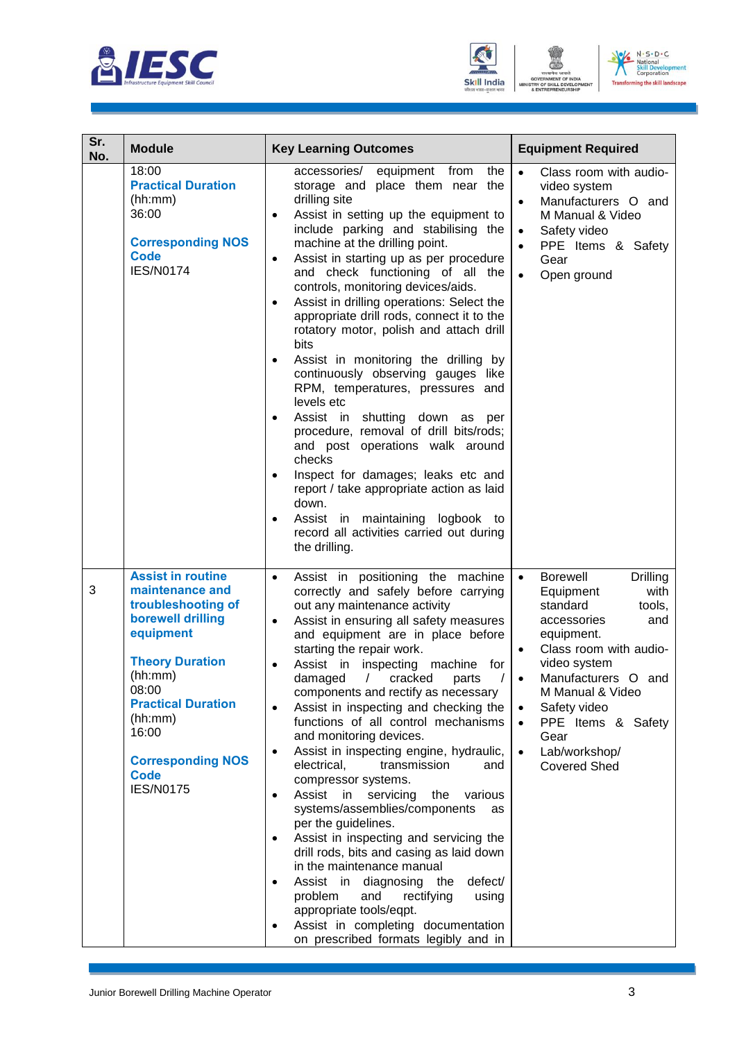| Sr. No. | Module | Key Learning Outcomes | Equipment Required |
|---|---|---|---|
| | 18:00 **Practical Duration** (hh:mm) 36:00 **Corresponding NOS Code** IES/N0174 | accessories/ equipment from the storage and place them near the drilling site<br>• Assist in setting up the equipment to include parking and stabilising the machine at the drilling point.<br>• Assist in starting up as per procedure and check functioning of all the controls, monitoring devices/aids.<br>• Assist in drilling operations: Select the appropriate drill rods, connect it to the rotatory motor, polish and attach drill bits<br>• Assist in monitoring the drilling by continuously observing gauges like RPM, temperatures, pressures and levels etc<br>• Assist in shutting down as per procedure, removal of drill bits/rods; and post operations walk around checks<br>• Inspect for damages; leaks etc and report / take appropriate action as laid down.<br>• Assist in maintaining logbook to record all activities carried out during the drilling. | • Class room with audio-video system<br>• Manufacturers O and M Manual & Video<br>• Safety video<br>• PPE Items & Safety Gear<br>• Open ground |
| 3 | **Assist in routine maintenance and troubleshooting of borewell drilling equipment** **Theory Duration** (hh:mm) 08:00 **Practical Duration** (hh:mm) 16:00 **Corresponding NOS Code** IES/N0175 | • Assist in positioning the machine correctly and safely before carrying out any maintenance activity<br>• Assist in ensuring all safety measures and equipment are in place before starting the repair work.<br>• Assist in inspecting machine for damaged / cracked parts / components and rectify as necessary<br>• Assist in inspecting and checking the functions of all control mechanisms and monitoring devices.<br>• Assist in inspecting engine, hydraulic, electrical, transmission and compressor systems.<br>• Assist in servicing the various systems/assemblies/components as per the guidelines.<br>• Assist in inspecting and servicing the drill rods, bits and casing as laid down in the maintenance manual<br>• Assist in diagnosing the defect/ problem and rectifying using appropriate tools/eqpt.<br>• Assist in completing documentation on prescribed formats legibly and in | • Borewell Drilling Equipment with standard tools, accessories and equipment.<br>• Class room with audio-video system<br>• Manufacturers O and M Manual & Video<br>• Safety video<br>• PPE Items & Safety Gear<br>• Lab/workshop/ Covered Shed |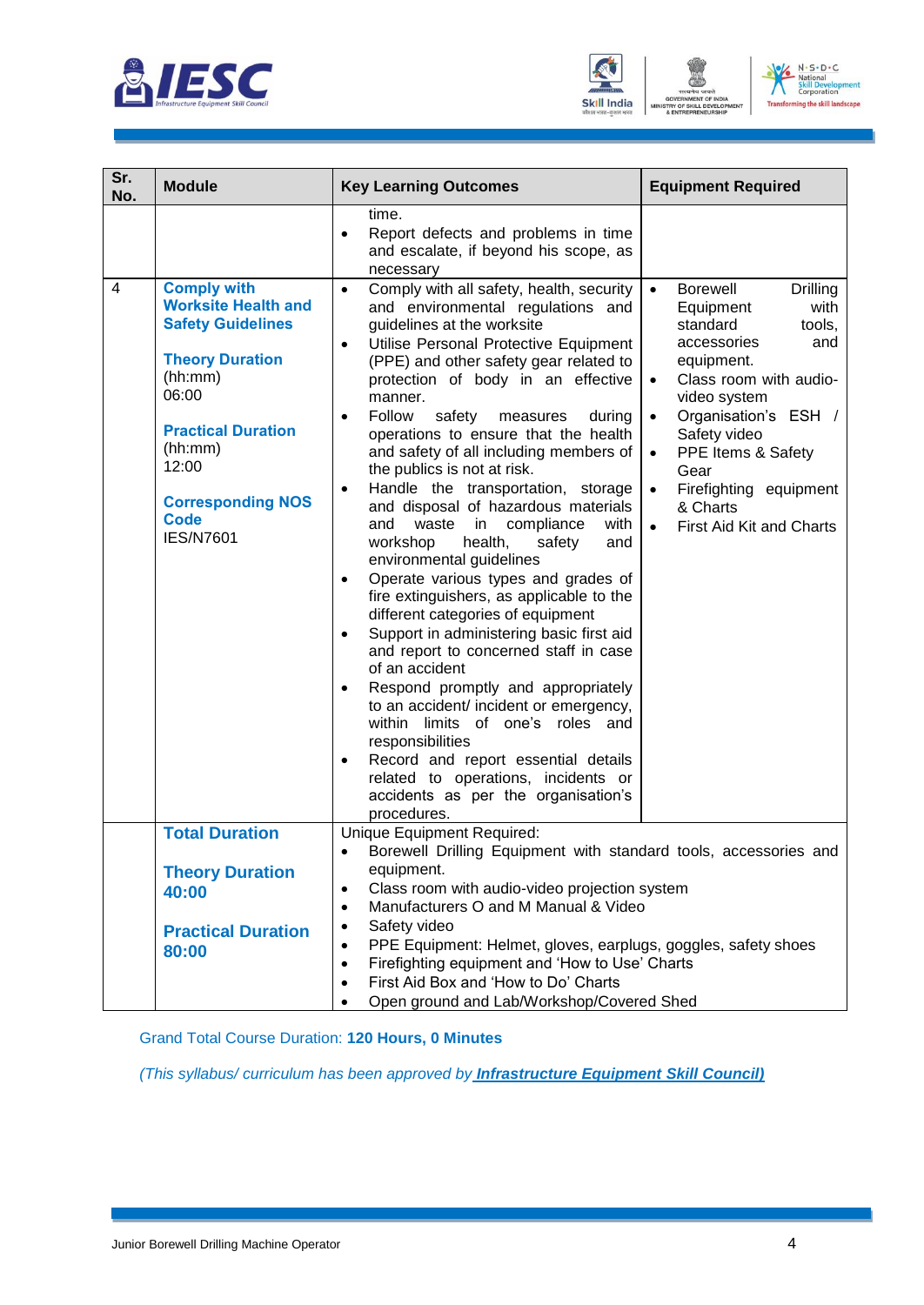| Sr. No. | Module | Key Learning Outcomes | Equipment Required |
|---|---|---|---|
| | | time.<br>• Report defects and problems in time and escalate, if beyond his scope, as necessary | |
| 4 | **Comply with Worksite Health and Safety Guidelines**<br><br>**Theory Duration** (hh:mm)<br>06:00<br><br>**Practical Duration** (hh:mm)<br>12:00<br><br>**Corresponding NOS Code**<br>IES/N7601 | • Comply with all safety, health, security and environmental regulations and guidelines at the worksite<br>• Utilise Personal Protective Equipment (PPE) and other safety gear related to protection of body in an effective manner.<br>• Follow safety measures during operations to ensure that the health and safety of all including members of the publics is not at risk.<br>• Handle the transportation, storage and disposal of hazardous materials and waste in compliance with workshop health, safety and environmental guidelines<br>• Operate various types and grades of fire extinguishers, as applicable to the different categories of equipment<br>• Support in administering basic first aid and report to concerned staff in case of an accident<br>• Respond promptly and appropriately to an accident/ incident or emergency, within limits of one's roles and responsibilities<br>• Record and report essential details related to operations, incidents or accidents as per the organisation's procedures. | • Borewell Drilling Equipment with standard tools, accessories and equipment.<br>• Class room with audio-video system<br>• Organisation's ESH / Safety video<br>• PPE Items & Safety Gear<br>• Firefighting equipment & Charts<br>• First Aid Kit and Charts |
| | **Total Duration**<br><br>**Theory Duration**<br>**40:00**<br><br>**Practical Duration**<br>**80:00** | Unique Equipment Required:<br>• Borewell Drilling Equipment with standard tools, accessories and equipment.<br>• Class room with audio-video projection system<br>• Manufacturers O and M Manual & Video<br>• Safety video<br>• PPE Equipment: Helmet, gloves, earplugs, goggles, safety shoes<br>• Firefighting equipment and 'How to Use' Charts<br>• First Aid Box and 'How to Do' Charts<br>• Open ground and Lab/Workshop/Covered Shed | |

Grand Total Course Duration: **120 Hours, 0 Minutes**

*(This syllabus/ curriculum has been approved by* ***Infrastructure Equipment Skill Council)***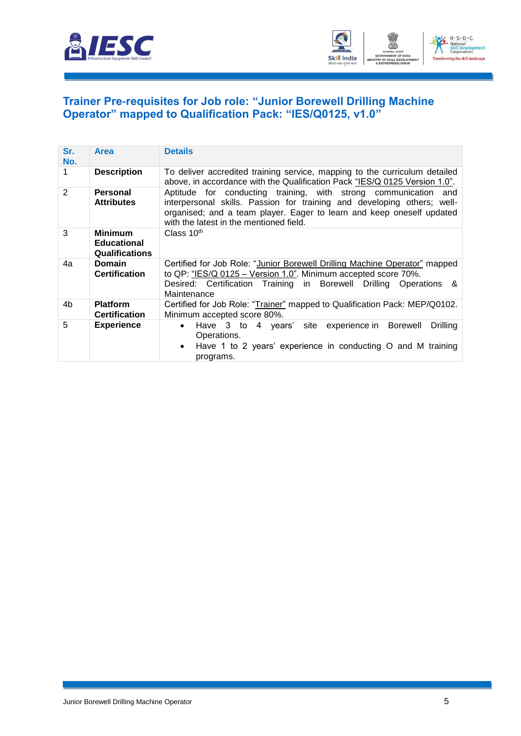## Trainer Pre-requisites for Job role: "Junior Borewell Drilling Machine Operator" mapped to Qualification Pack: "IES/Q0125, v1.0"

| Sr. No. | Area | Details |
|---|---|---|
| 1 | **Description** | To deliver accredited training service, mapping to the curriculum detailed above, in accordance with the Qualification Pack "IES/Q 0125 Version 1.0". |
| 2 | **Personal Attributes** | Aptitude for conducting training, with strong communication and interpersonal skills. Passion for training and developing others; well-organised; and a team player. Eager to learn and keep oneself updated with the latest in the mentioned field. |
| 3 | **Minimum Educational Qualifications** | Class 10th |
| 4a | **Domain Certification** | Certified for Job Role: "Junior Borewell Drilling Machine Operator" mapped to QP: "IES/Q 0125 – Version 1.0". Minimum accepted score 70%. Desired: Certification Training in Borewell Drilling Operations & Maintenance |
| 4b | **Platform Certification** | Certified for Job Role: "Trainer" mapped to Qualification Pack: MEP/Q0102. Minimum accepted score 80%. |
| 5 | **Experience** | • Have 3 to 4 years' site experience in Borewell Drilling Operations. <br> • Have 1 to 2 years' experience in conducting O and M training programs. |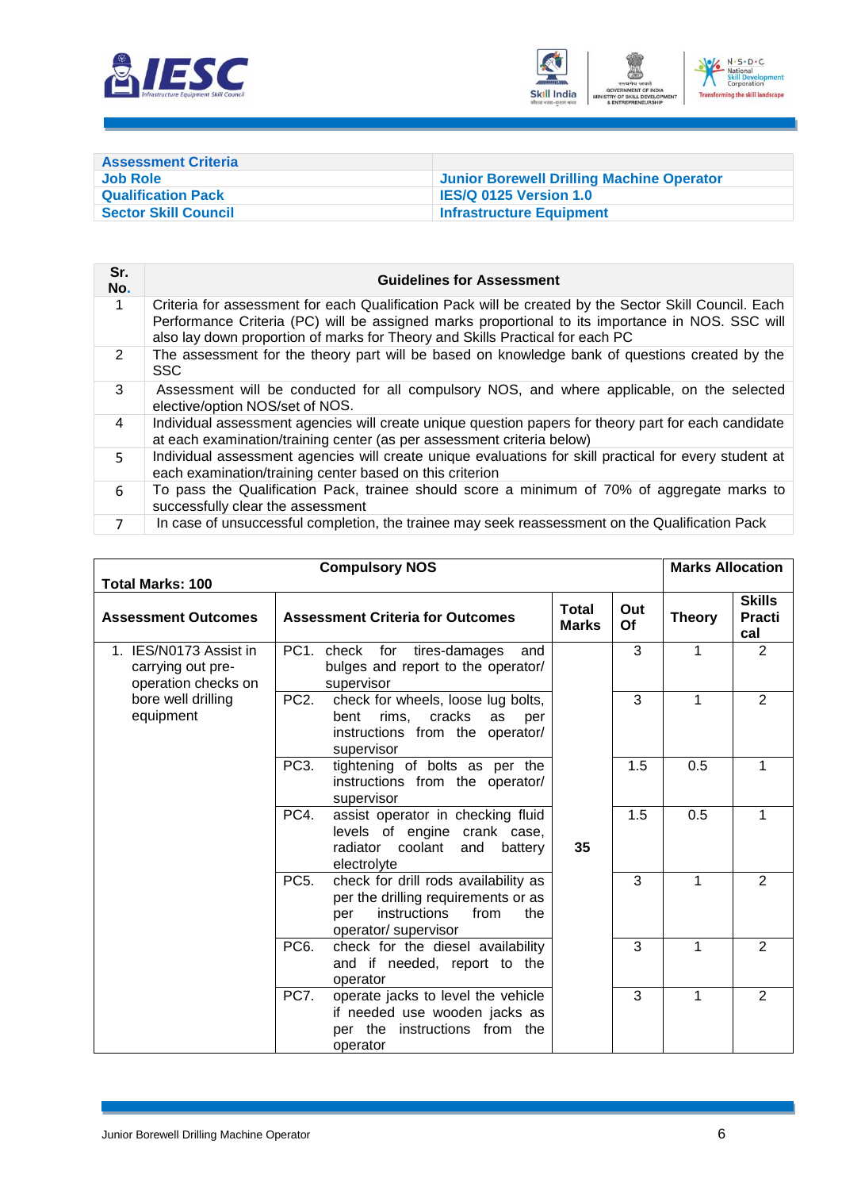| Assessment Criteria | |
|---|---|
| Job Role | Junior Borewell Drilling Machine Operator |
| Qualification Pack | IES/Q 0125 Version 1.0 |
| Sector Skill Council | Infrastructure Equipment |

| Sr. No. | Guidelines for Assessment |
|---|---|
| 1 | Criteria for assessment for each Qualification Pack will be created by the Sector Skill Council. Each Performance Criteria (PC) will be assigned marks proportional to its importance in NOS. SSC will also lay down proportion of marks for Theory and Skills Practical for each PC |
| 2 | The assessment for the theory part will be based on knowledge bank of questions created by the SSC |
| 3 | Assessment will be conducted for all compulsory NOS, and where applicable, on the selected elective/option NOS/set of NOS. |
| 4 | Individual assessment agencies will create unique question papers for theory part for each candidate at each examination/training center (as per assessment criteria below) |
| 5 | Individual assessment agencies will create unique evaluations for skill practical for every student at each examination/training center based on this criterion |
| 6 | To pass the Qualification Pack, trainee should score a minimum of 70% of aggregate marks to successfully clear the assessment |
| 7 | In case of unsuccessful completion, the trainee may seek reassessment on the Qualification Pack |

| Total Marks: 100 | Compulsory NOS | | | Marks Allocation | |
|---|---|---|---|---|---|
| Assessment Outcomes | Assessment Criteria for Outcomes | Total Marks | Out Of | Theory | Skills Practical |
| 1. IES/N0173 Assist in carrying out pre-operation checks on bore well drilling equipment | PC1. check for tires-damages and bulges and report to the operator/ supervisor | 35 | 3 | 1 | 2 |
| | PC2. check for wheels, loose lug bolts, bent rims, cracks as per instructions from the operator/ supervisor | | 3 | 1 | 2 |
| | PC3. tightening of bolts as per the instructions from the operator/ supervisor | | 1.5 | 0.5 | 1 |
| | PC4. assist operator in checking fluid levels of engine crank case, radiator coolant and battery electrolyte | | 1.5 | 0.5 | 1 |
| | PC5. check for drill rods availability as per the drilling requirements or as per instructions from the operator/ supervisor | | 3 | 1 | 2 |
| | PC6. check for the diesel availability and if needed, report to the operator | | 3 | 1 | 2 |
| | PC7. operate jacks to level the vehicle if needed use wooden jacks as per the instructions from the operator | | 3 | 1 | 2 |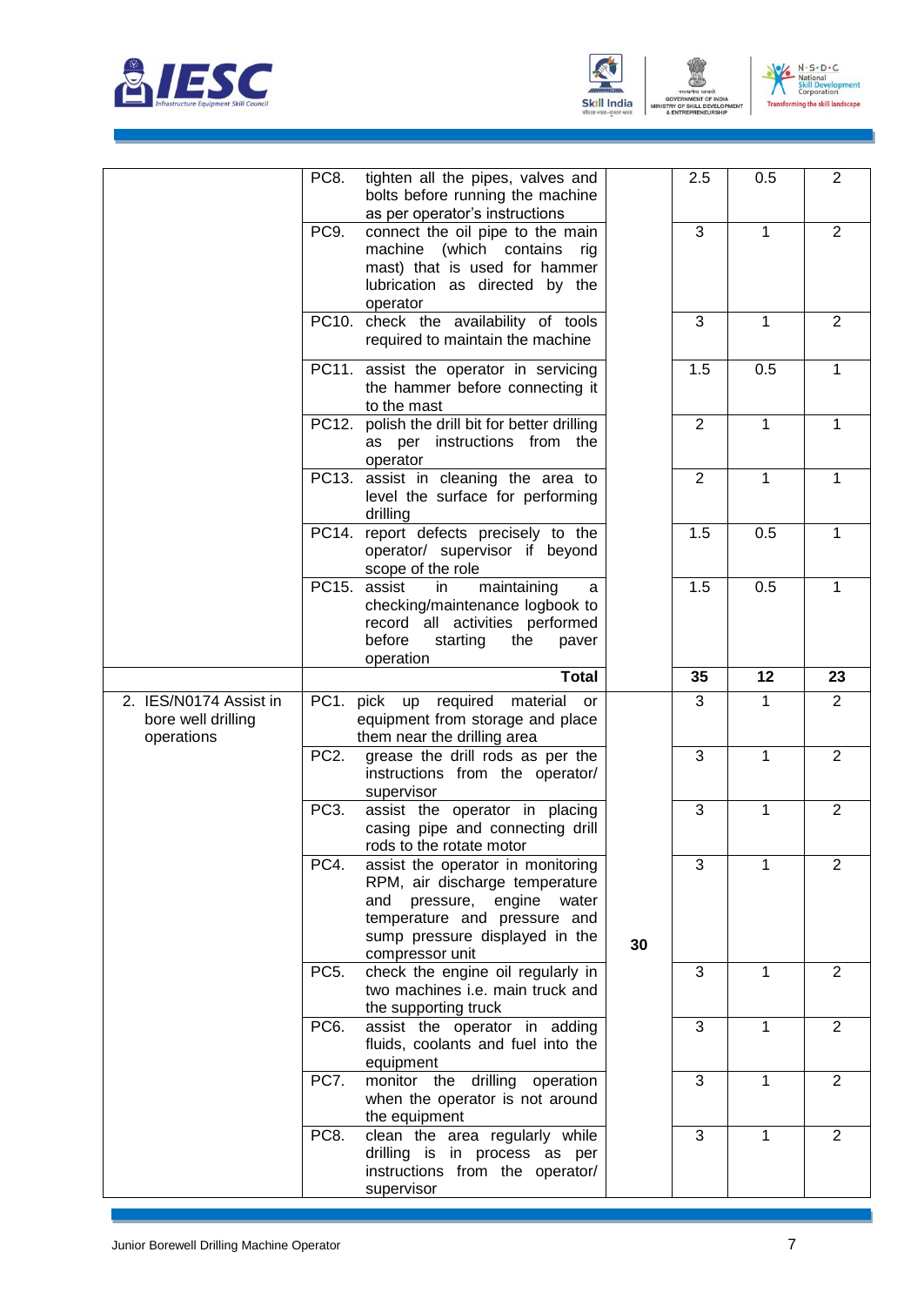| | | | | | |
|---|---|---|---|---|---|
| | PC8. tighten all the pipes, valves and bolts before running the machine as per operator's instructions | | 2.5 | 0.5 | 2 |
| | PC9. connect the oil pipe to the main machine (which contains rig mast) that is used for hammer lubrication as directed by the operator | | 3 | 1 | 2 |
| | PC10. check the availability of tools required to maintain the machine | | 3 | 1 | 2 |
| | PC11. assist the operator in servicing the hammer before connecting it to the mast | | 1.5 | 0.5 | 1 |
| | PC12. polish the drill bit for better drilling as per instructions from the operator | | 2 | 1 | 1 |
| | PC13. assist in cleaning the area to level the surface for performing drilling | | 2 | 1 | 1 |
| | PC14. report defects precisely to the operator/ supervisor if beyond scope of the role | | 1.5 | 0.5 | 1 |
| | PC15. assist in maintaining a checking/maintenance logbook to record all activities performed before starting the paver operation | | 1.5 | 0.5 | 1 |
| | **Total** | | **35** | **12** | **23** |
| 2. IES/N0174 Assist in bore well drilling operations | PC1. pick up required material or equipment from storage and place them near the drilling area | **30** | 3 | 1 | 2 |
| | PC2. grease the drill rods as per the instructions from the operator/ supervisor | | 3 | 1 | 2 |
| | PC3. assist the operator in placing casing pipe and connecting drill rods to the rotate motor | | 3 | 1 | 2 |
| | PC4. assist the operator in monitoring RPM, air discharge temperature and pressure, engine water temperature and pressure and sump pressure displayed in the compressor unit | | 3 | 1 | 2 |
| | PC5. check the engine oil regularly in two machines i.e. main truck and the supporting truck | | 3 | 1 | 2 |
| | PC6. assist the operator in adding fluids, coolants and fuel into the equipment | | 3 | 1 | 2 |
| | PC7. monitor the drilling operation when the operator is not around the equipment | | 3 | 1 | 2 |
| | PC8. clean the area regularly while drilling is in process as per instructions from the operator/ supervisor | | 3 | 1 | 2 |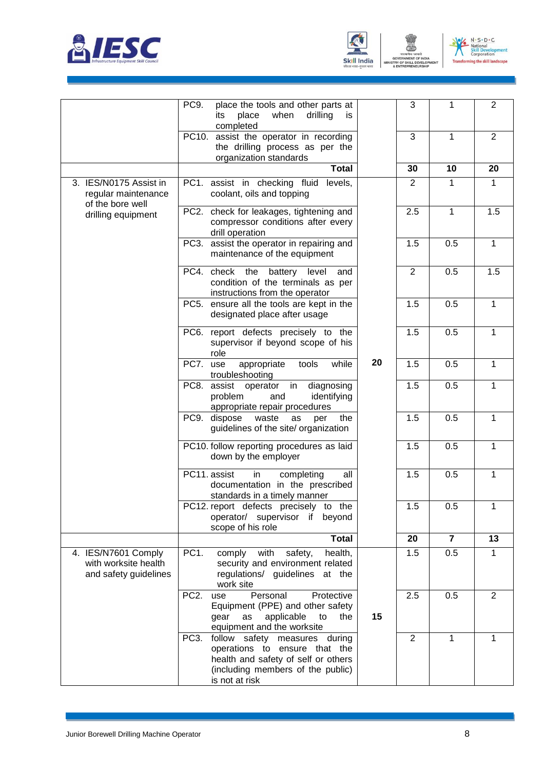| | | | | | |
|---|---|---|---|---|---|
| | PC9. place the tools and other parts at its place when drilling is completed | | 3 | 1 | 2 |
| | PC10. assist the operator in recording the drilling process as per the organization standards | | 3 | 1 | 2 |
| | **Total** | | **30** | **10** | **20** |
| 3. IES/N0175 Assist in regular maintenance of the bore well drilling equipment | PC1. assist in checking fluid levels, coolant, oils and topping | 20 | 2 | 1 | 1 |
| | PC2. check for leakages, tightening and compressor conditions after every drill operation | | 2.5 | 1 | 1.5 |
| | PC3. assist the operator in repairing and maintenance of the equipment | | 1.5 | 0.5 | 1 |
| | PC4. check the battery level and condition of the terminals as per instructions from the operator | | 2 | 0.5 | 1.5 |
| | PC5. ensure all the tools are kept in the designated place after usage | | 1.5 | 0.5 | 1 |
| | PC6. report defects precisely to the supervisor if beyond scope of his role | | 1.5 | 0.5 | 1 |
| | PC7. use appropriate tools while troubleshooting | | 1.5 | 0.5 | 1 |
| | PC8. assist operator in diagnosing problem and identifying appropriate repair procedures | | 1.5 | 0.5 | 1 |
| | PC9. dispose waste as per the guidelines of the site/ organization | | 1.5 | 0.5 | 1 |
| | PC10. follow reporting procedures as laid down by the employer | | 1.5 | 0.5 | 1 |
| | PC11. assist in completing all documentation in the prescribed standards in a timely manner | | 1.5 | 0.5 | 1 |
| | PC12. report defects precisely to the operator/ supervisor if beyond scope of his role | | 1.5 | 0.5 | 1 |
| | **Total** | | **20** | **7** | **13** |
| 4. IES/N7601 Comply with worksite health and safety guidelines | PC1. comply with safety, health, security and environment related regulations/ guidelines at the work site | 15 | 1.5 | 0.5 | 1 |
| | PC2. use Personal Protective Equipment (PPE) and other safety gear as applicable to the equipment and the worksite | | 2.5 | 0.5 | 2 |
| | PC3. follow safety measures during operations to ensure that the health and safety of self or others (including members of the public) is not at risk | | 2 | 1 | 1 |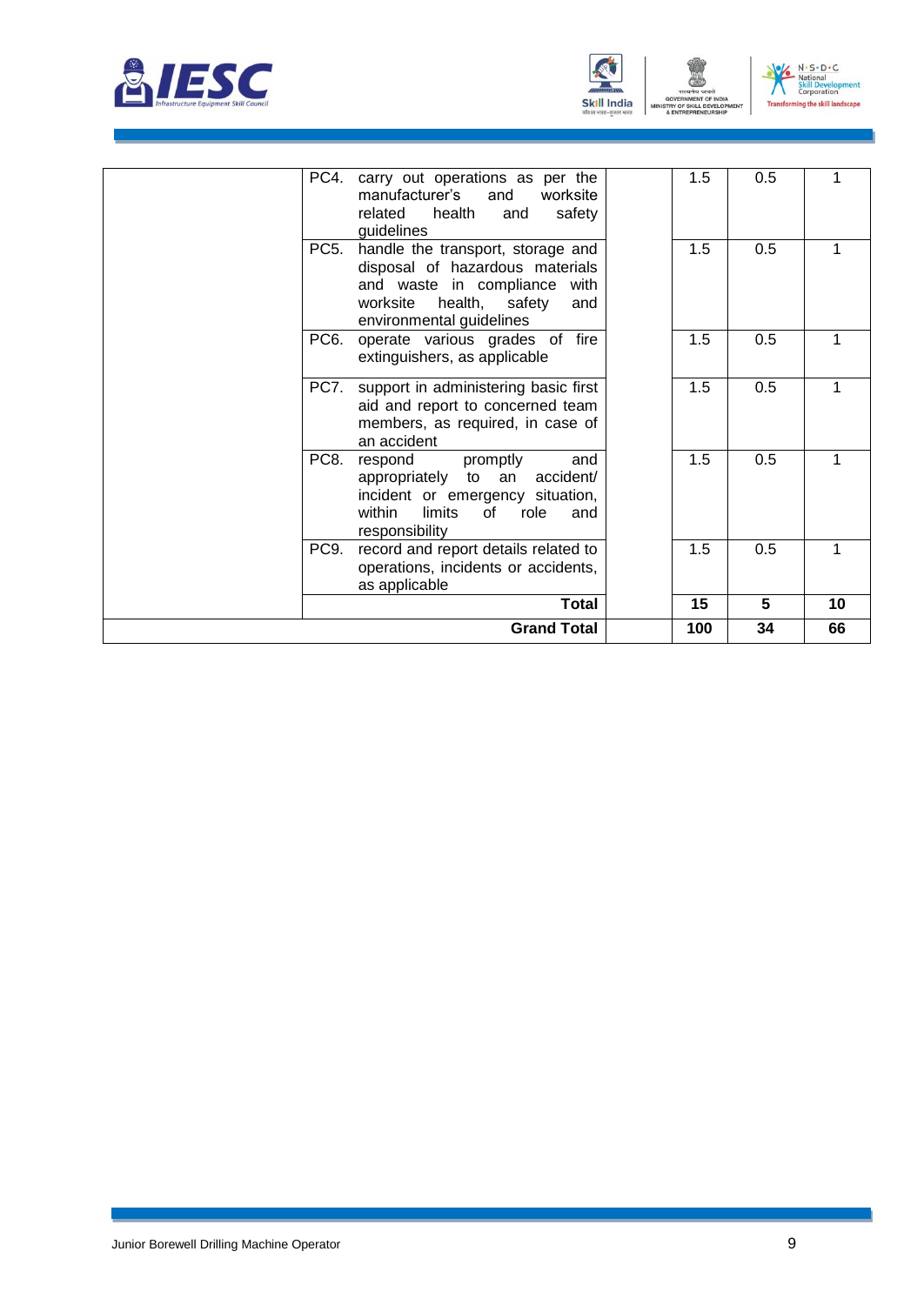| | | | | | |
|---|---|---|---|---|---|
| | PC4. carry out operations as per the manufacturer's and worksite related health and safety guidelines | | 1.5 | 0.5 | 1 |
| | PC5. handle the transport, storage and disposal of hazardous materials and waste in compliance with worksite health, safety and environmental guidelines | | 1.5 | 0.5 | 1 |
| | PC6. operate various grades of fire extinguishers, as applicable | | 1.5 | 0.5 | 1 |
| | PC7. support in administering basic first aid and report to concerned team members, as required, in case of an accident | | 1.5 | 0.5 | 1 |
| | PC8. respond promptly and appropriately to an accident/ incident or emergency situation, within limits of role and responsibility | | 1.5 | 0.5 | 1 |
| | PC9. record and report details related to operations, incidents or accidents, as applicable | | 1.5 | 0.5 | 1 |
| | **Total** | | **15** | **5** | **10** |
| | **Grand Total** | | **100** | **34** | **66** |